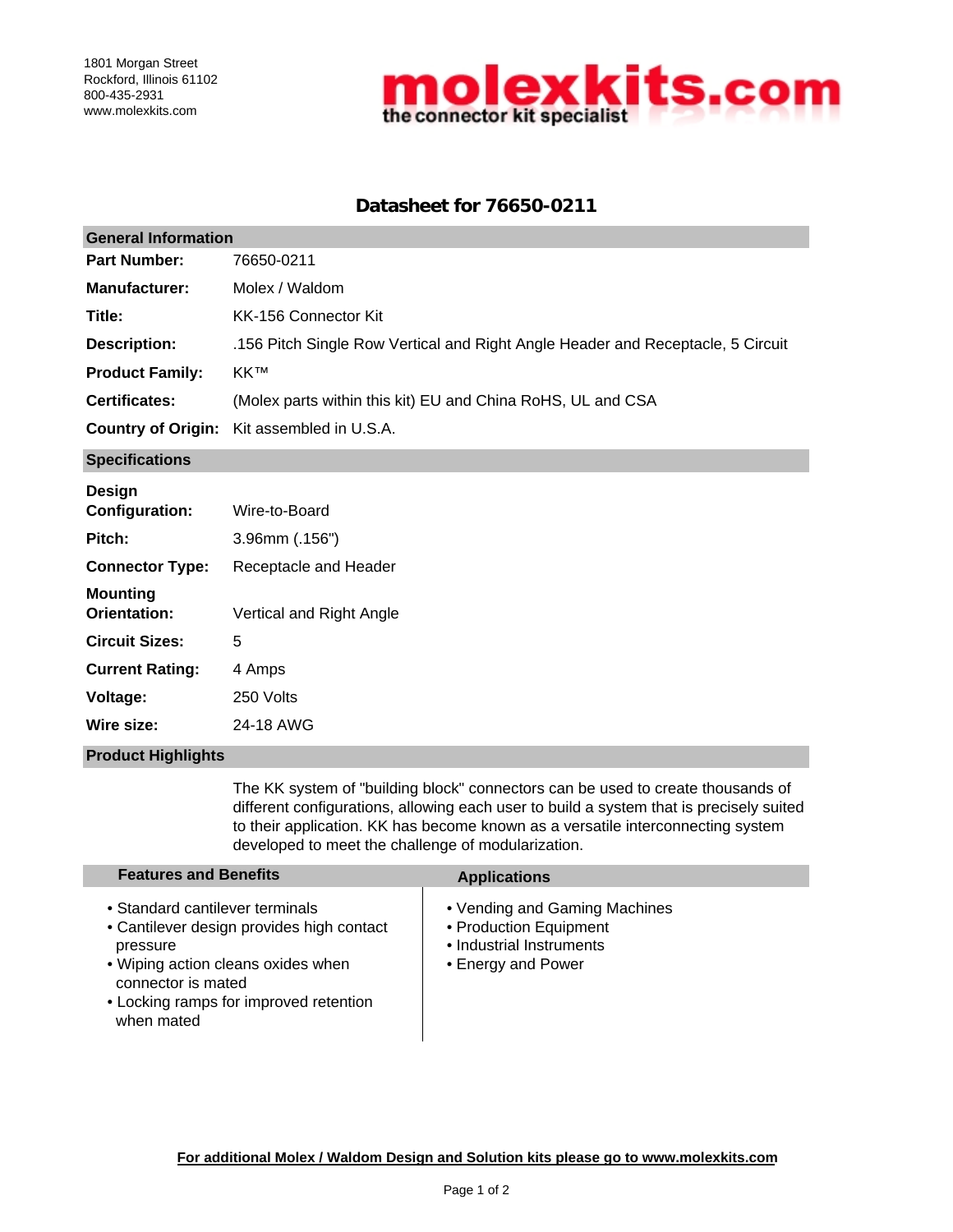1801 Morgan Street
Rockford, Illinois 61102
800-435-2931
www.molexkits.com

**molexkits.com** — the connector kit specialist

# Datasheet for 76650-0211

## General Information

| | |
|---|---|
| **Part Number:** | 76650-0211 |
| **Manufacturer:** | Molex / Waldom |
| **Title:** | KK-156 Connector Kit |
| **Description:** | .156 Pitch Single Row Vertical and Right Angle Header and Receptacle, 5 Circuit |
| **Product Family:** | KK™ |
| **Certificates:** | (Molex parts within this kit) EU and China RoHS, UL and CSA |
| **Country of Origin:** | Kit assembled in U.S.A. |

## Specifications

| | |
|---|---|
| **Design Configuration:** | Wire-to-Board |
| **Pitch:** | 3.96mm (.156") |
| **Connector Type:** | Receptacle and Header |
| **Mounting Orientation:** | Vertical and Right Angle |
| **Circuit Sizes:** | 5 |
| **Current Rating:** | 4 Amps |
| **Voltage:** | 250 Volts |
| **Wire size:** | 24-18 AWG |

## Product Highlights

The KK system of "building block" connectors can be used to create thousands of different configurations, allowing each user to build a system that is precisely suited to their application. KK has become known as a versatile interconnecting system developed to meet the challenge of modularization.

## Features and Benefits

- Standard cantilever terminals
- Cantilever design provides high contact pressure
- Wiping action cleans oxides when connector is mated
- Locking ramps for improved retention when mated

## Applications

- Vending and Gaming Machines
- Production Equipment
- Industrial Instruments
- Energy and Power

**For additional Molex / Waldom Design and Solution kits please go to www.molexkits.com**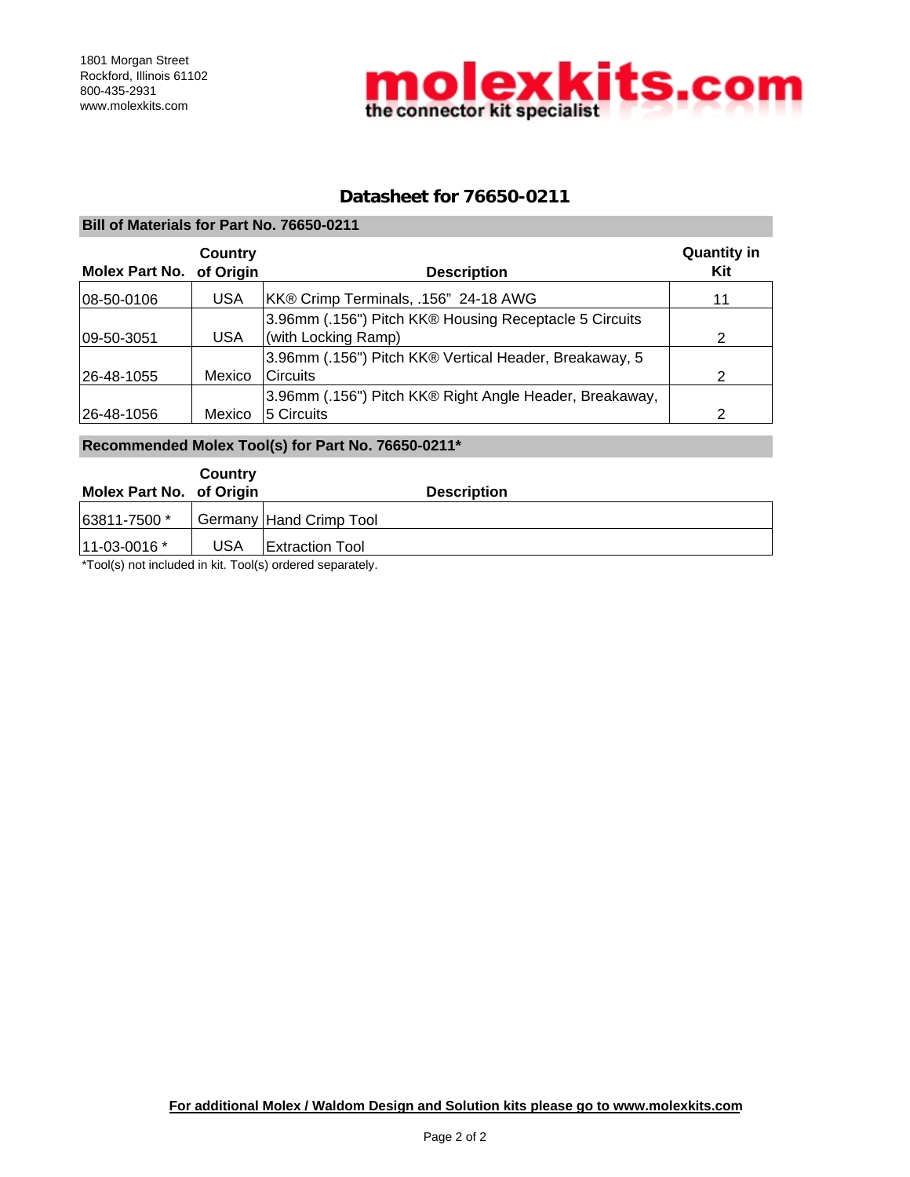1801 Morgan Street
Rockford, Illinois 61102
800-435-2931
www.molexkits.com

molexkits.com
the connector kit specialist

# Datasheet for 76650-0211

## Bill of Materials for Part No. 76650-0211

| Molex Part No. | Country of Origin | Description | Quantity in Kit |
|---|---|---|---|
| 08-50-0106 | USA | KK® Crimp Terminals, .156" 24-18 AWG | 11 |
| 09-50-3051 | USA | 3.96mm (.156") Pitch KK® Housing Receptacle 5 Circuits (with Locking Ramp) | 2 |
| 26-48-1055 | Mexico | 3.96mm (.156") Pitch KK® Vertical Header, Breakaway, 5 Circuits | 2 |
| 26-48-1056 | Mexico | 3.96mm (.156") Pitch KK® Right Angle Header, Breakaway, 5 Circuits | 2 |

## Recommended Molex Tool(s) for Part No. 76650-0211*

| Molex Part No. | Country of Origin | Description |
|---|---|---|
| 63811-7500 * | Germany | Hand Crimp Tool |
| 11-03-0016 * | USA | Extraction Tool |

*Tool(s) not included in kit. Tool(s) ordered separately.

**For additional Molex / Waldom Design and Solution kits please go to www.molexkits.com**